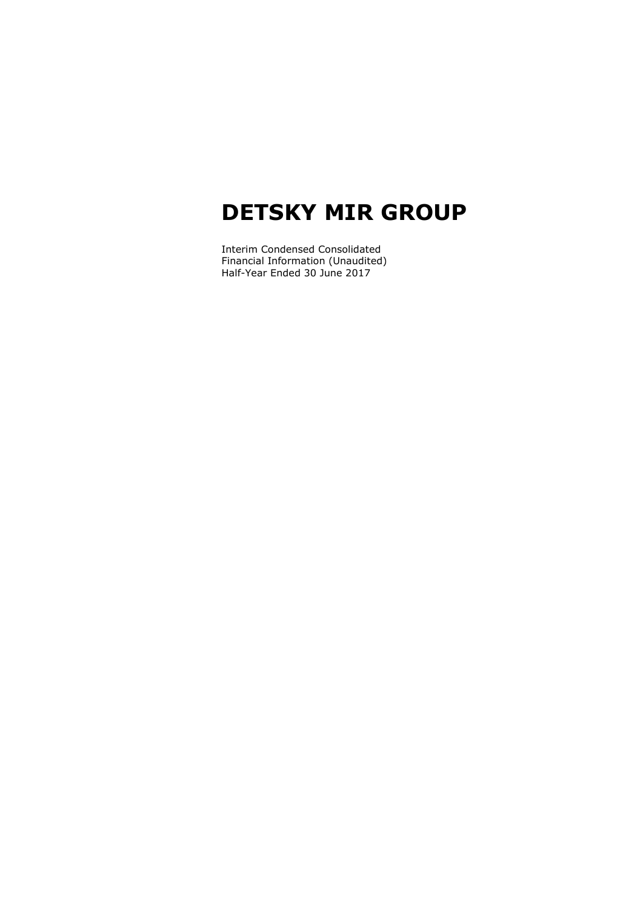# DETSKY MIR GROUP

Interim Condensed Consolidated
Financial Information (Unaudited)
Half-Year Ended 30 June 2017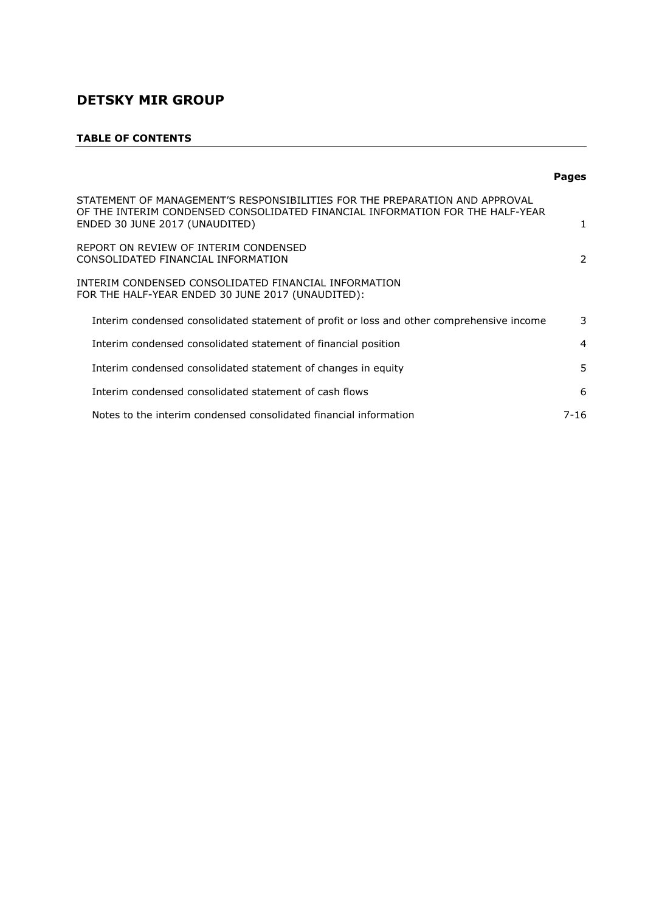# DETSKY MIR GROUP

**TABLE OF CONTENTS**

| | **Pages** |
|---|---|
| STATEMENT OF MANAGEMENT'S RESPONSIBILITIES FOR THE PREPARATION AND APPROVAL OF THE INTERIM CONDENSED CONSOLIDATED FINANCIAL INFORMATION FOR THE HALF-YEAR ENDED 30 JUNE 2017 (UNAUDITED) | 1 |
| REPORT ON REVIEW OF INTERIM CONDENSED CONSOLIDATED FINANCIAL INFORMATION | 2 |
| INTERIM CONDENSED CONSOLIDATED FINANCIAL INFORMATION FOR THE HALF-YEAR ENDED 30 JUNE 2017 (UNAUDITED): | |
| Interim condensed consolidated statement of profit or loss and other comprehensive income | 3 |
| Interim condensed consolidated statement of financial position | 4 |
| Interim condensed consolidated statement of changes in equity | 5 |
| Interim condensed consolidated statement of cash flows | 6 |
| Notes to the interim condensed consolidated financial information | 7-16 |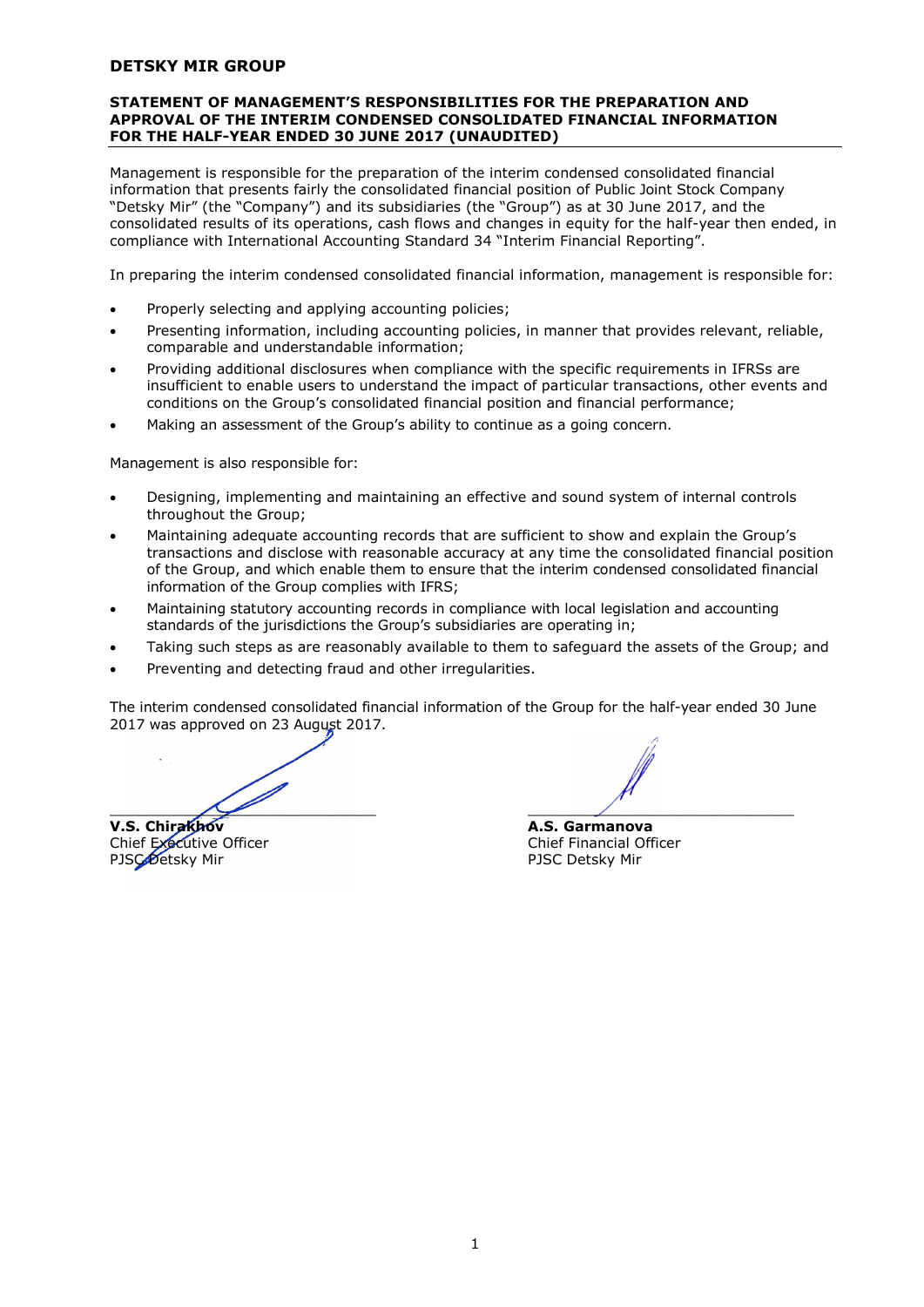**DETSKY MIR GROUP**

## STATEMENT OF MANAGEMENT'S RESPONSIBILITIES FOR THE PREPARATION AND APPROVAL OF THE INTERIM CONDENSED CONSOLIDATED FINANCIAL INFORMATION FOR THE HALF-YEAR ENDED 30 JUNE 2017 (UNAUDITED)

Management is responsible for the preparation of the interim condensed consolidated financial information that presents fairly the consolidated financial position of Public Joint Stock Company "Detsky Mir" (the "Company") and its subsidiaries (the "Group") as at 30 June 2017, and the consolidated results of its operations, cash flows and changes in equity for the half-year then ended, in compliance with International Accounting Standard 34 "Interim Financial Reporting".

In preparing the interim condensed consolidated financial information, management is responsible for:

- Properly selecting and applying accounting policies;
- Presenting information, including accounting policies, in manner that provides relevant, reliable, comparable and understandable information;
- Providing additional disclosures when compliance with the specific requirements in IFRSs are insufficient to enable users to understand the impact of particular transactions, other events and conditions on the Group's consolidated financial position and financial performance;
- Making an assessment of the Group's ability to continue as a going concern.

Management is also responsible for:

- Designing, implementing and maintaining an effective and sound system of internal controls throughout the Group;
- Maintaining adequate accounting records that are sufficient to show and explain the Group's transactions and disclose with reasonable accuracy at any time the consolidated financial position of the Group, and which enable them to ensure that the interim condensed consolidated financial information of the Group complies with IFRS;
- Maintaining statutory accounting records in compliance with local legislation and accounting standards of the jurisdictions the Group's subsidiaries are operating in;
- Taking such steps as are reasonably available to them to safeguard the assets of the Group; and
- Preventing and detecting fraud and other irregularities.

The interim condensed consolidated financial information of the Group for the half-year ended 30 June 2017 was approved on 23 August 2017.

| | |
|---|---|
| **V.S. Chirakhov** | **A.S. Garmanova** |
| Chief Executive Officer | Chief Financial Officer |
| PJSC Detsky Mir | PJSC Detsky Mir |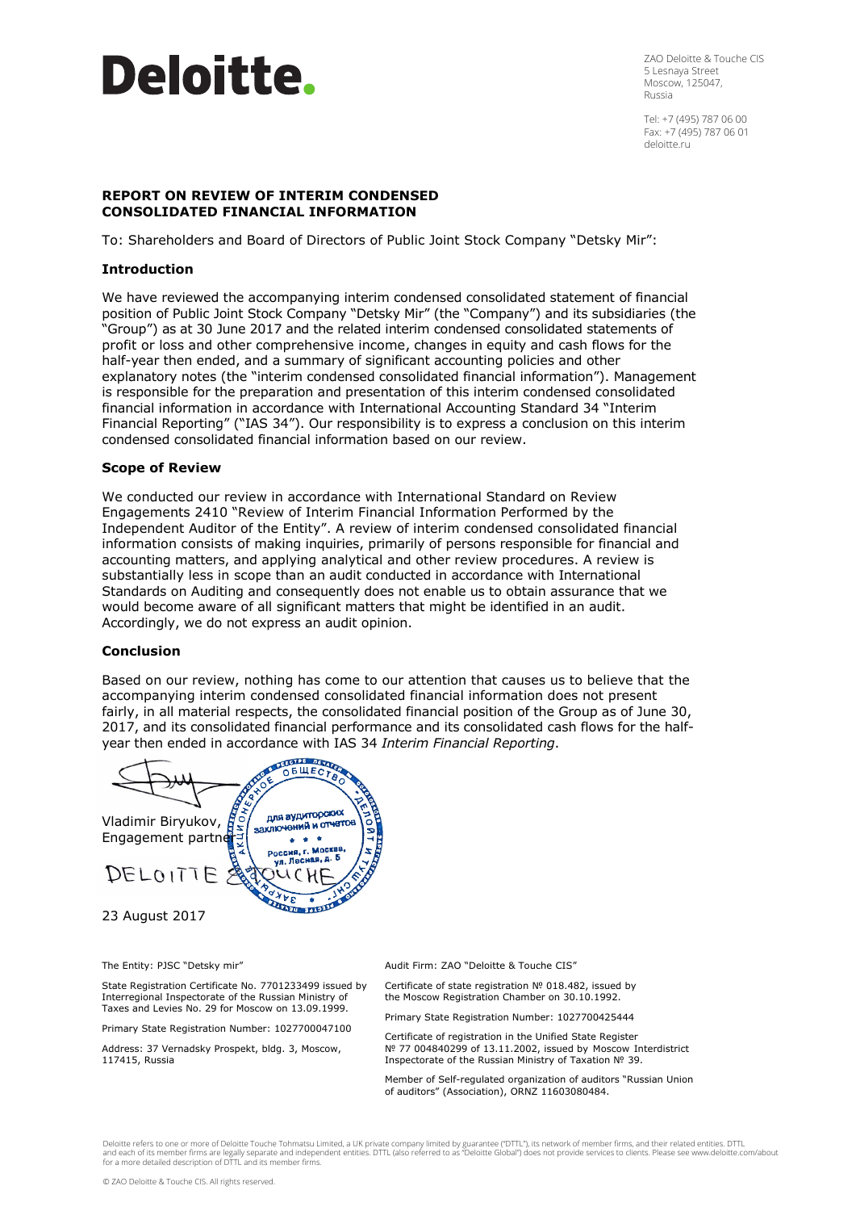# Deloitte.

ZAO Deloitte & Touche CIS
5 Lesnaya Street
Moscow, 125047,
Russia

Tel: +7 (495) 787 06 00
Fax: +7 (495) 787 06 01
deloitte.ru

**REPORT ON REVIEW OF INTERIM CONDENSED CONSOLIDATED FINANCIAL INFORMATION**

To: Shareholders and Board of Directors of Public Joint Stock Company "Detsky Mir":

**Introduction**

We have reviewed the accompanying interim condensed consolidated statement of financial position of Public Joint Stock Company "Detsky Mir" (the "Company") and its subsidiaries (the "Group") as at 30 June 2017 and the related interim condensed consolidated statements of profit or loss and other comprehensive income, changes in equity and cash flows for the half-year then ended, and a summary of significant accounting policies and other explanatory notes (the "interim condensed consolidated financial information"). Management is responsible for the preparation and presentation of this interim condensed consolidated financial information in accordance with International Accounting Standard 34 "Interim Financial Reporting" ("IAS 34"). Our responsibility is to express a conclusion on this interim condensed consolidated financial information based on our review.

**Scope of Review**

We conducted our review in accordance with International Standard on Review Engagements 2410 "Review of Interim Financial Information Performed by the Independent Auditor of the Entity". A review of interim condensed consolidated financial information consists of making inquiries, primarily of persons responsible for financial and accounting matters, and applying analytical and other review procedures. A review is substantially less in scope than an audit conducted in accordance with International Standards on Auditing and consequently does not enable us to obtain assurance that we would become aware of all significant matters that might be identified in an audit. Accordingly, we do not express an audit opinion.

**Conclusion**

Based on our review, nothing has come to our attention that causes us to believe that the accompanying interim condensed consolidated financial information does not present fairly, in all material respects, the consolidated financial position of the Group as of June 30, 2017, and its consolidated financial performance and its consolidated cash flows for the half-year then ended in accordance with IAS 34 *Interim Financial Reporting*.

Vladimir Biryukov,
Engagement partner

DELOITTE & TOUCHE

23 August 2017

The Entity: PJSC "Detsky mir"

State Registration Certificate No. 7701233499 issued by Interregional Inspectorate of the Russian Ministry of Taxes and Levies No. 29 for Moscow on 13.09.1999.

Primary State Registration Number: 1027700047100

Address: 37 Vernadsky Prospekt, bldg. 3, Moscow, 117415, Russia

Audit Firm: ZAO "Deloitte & Touche CIS"

Certificate of state registration № 018.482, issued by the Moscow Registration Chamber on 30.10.1992.

Primary State Registration Number: 1027700425444

Certificate of registration in the Unified State Register № 77 004840299 of 13.11.2002, issued by Moscow Interdistrict Inspectorate of the Russian Ministry of Taxation № 39.

Member of Self-regulated organization of auditors "Russian Union of auditors" (Association), ORNZ 11603080484.

Deloitte refers to one or more of Deloitte Touche Tohmatsu Limited, a UK private company limited by guarantee ("DTTL"), its network of member firms, and their related entities. DTTL and each of its member firms are legally separate and independent entities. DTTL (also referred to as "Deloitte Global") does not provide services to clients. Please see www.deloitte.com/about for a more detailed description of DTTL and its member firms.

© ZAO Deloitte & Touche CIS. All rights reserved.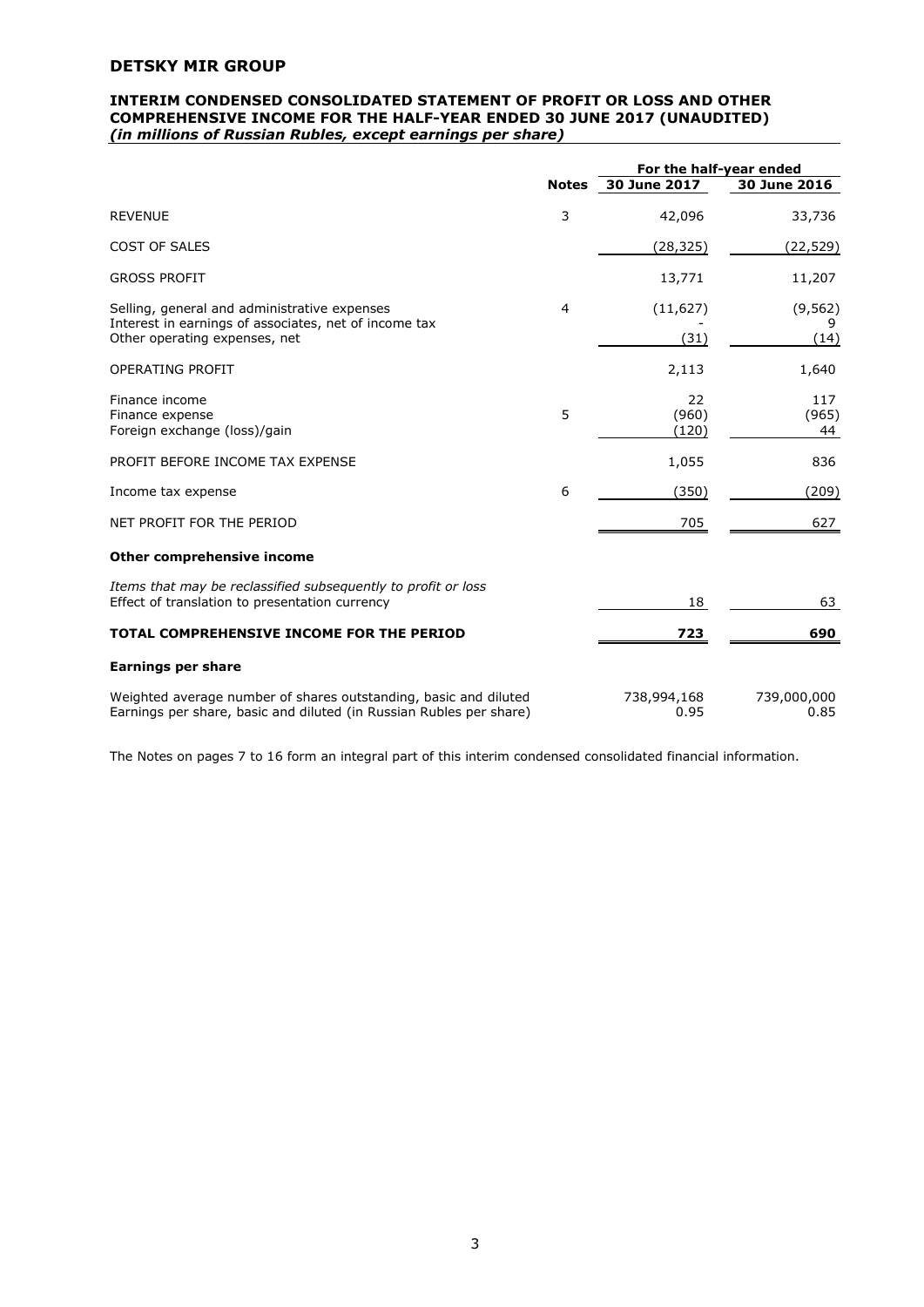## DETSKY MIR GROUP

### INTERIM CONDENSED CONSOLIDATED STATEMENT OF PROFIT OR LOSS AND OTHER COMPREHENSIVE INCOME FOR THE HALF-YEAR ENDED 30 JUNE 2017 (UNAUDITED)

***(in millions of Russian Rubles, except earnings per share)***

| | Notes | For the half-year ended 30 June 2017 | For the half-year ended 30 June 2016 |
|---|---|---|---|
| REVENUE | 3 | 42,096 | 33,736 |
| COST OF SALES | | (28,325) | (22,529) |
| GROSS PROFIT | | 13,771 | 11,207 |
| Selling, general and administrative expenses | 4 | (11,627) | (9,562) |
| Interest in earnings of associates, net of income tax | | - | 9 |
| Other operating expenses, net | | (31) | (14) |
| OPERATING PROFIT | | 2,113 | 1,640 |
| Finance income | | 22 | 117 |
| Finance expense | 5 | (960) | (965) |
| Foreign exchange (loss)/gain | | (120) | 44 |
| PROFIT BEFORE INCOME TAX EXPENSE | | 1,055 | 836 |
| Income tax expense | 6 | (350) | (209) |
| NET PROFIT FOR THE PERIOD | | 705 | 627 |
| **Other comprehensive income** | | | |
| *Items that may be reclassified subsequently to profit or loss* | | | |
| Effect of translation to presentation currency | | 18 | 63 |
| **TOTAL COMPREHENSIVE INCOME FOR THE PERIOD** | | **723** | **690** |
| **Earnings per share** | | | |
| Weighted average number of shares outstanding, basic and diluted | | 738,994,168 | 739,000,000 |
| Earnings per share, basic and diluted (in Russian Rubles per share) | | 0.95 | 0.85 |

The Notes on pages 7 to 16 form an integral part of this interim condensed consolidated financial information.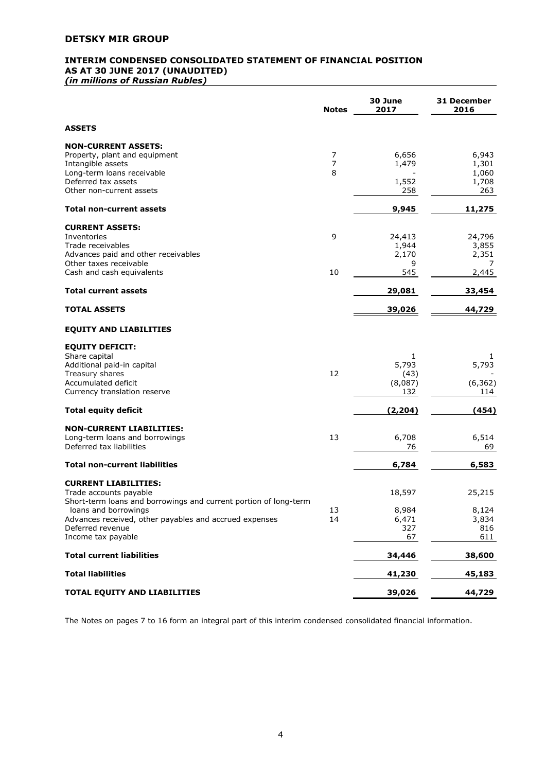# DETSKY MIR GROUP

## INTERIM CONDENSED CONSOLIDATED STATEMENT OF FINANCIAL POSITION AS AT 30 JUNE 2017 (UNAUDITED)

*(in millions of Russian Rubles)*

| | Notes | 30 June 2017 | 31 December 2016 |
|---|---|---|---|
| **ASSETS** | | | |
| **NON-CURRENT ASSETS:** | | | |
| Property, plant and equipment | 7 | 6,656 | 6,943 |
| Intangible assets | 7 | 1,479 | 1,301 |
| Long-term loans receivable | 8 | - | 1,060 |
| Deferred tax assets | | 1,552 | 1,708 |
| Other non-current assets | | 258 | 263 |
| **Total non-current assets** | | **9,945** | **11,275** |
| **CURRENT ASSETS:** | | | |
| Inventories | 9 | 24,413 | 24,796 |
| Trade receivables | | 1,944 | 3,855 |
| Advances paid and other receivables | | 2,170 | 2,351 |
| Other taxes receivable | | 9 | 7 |
| Cash and cash equivalents | 10 | 545 | 2,445 |
| **Total current assets** | | **29,081** | **33,454** |
| **TOTAL ASSETS** | | **39,026** | **44,729** |
| **EQUITY AND LIABILITIES** | | | |
| **EQUITY DEFICIT:** | | | |
| Share capital | | 1 | 1 |
| Additional paid-in capital | | 5,793 | 5,793 |
| Treasury shares | 12 | (43) | - |
| Accumulated deficit | | (8,087) | (6,362) |
| Currency translation reserve | | 132 | 114 |
| **Total equity deficit** | | **(2,204)** | **(454)** |
| **NON-CURRENT LIABILITIES:** | | | |
| Long-term loans and borrowings | 13 | 6,708 | 6,514 |
| Deferred tax liabilities | | 76 | 69 |
| **Total non-current liabilities** | | **6,784** | **6,583** |
| **CURRENT LIABILITIES:** | | | |
| Trade accounts payable | | 18,597 | 25,215 |
| Short-term loans and borrowings and current portion of long-term loans and borrowings | 13 | 8,984 | 8,124 |
| Advances received, other payables and accrued expenses | 14 | 6,471 | 3,834 |
| Deferred revenue | | 327 | 816 |
| Income tax payable | | 67 | 611 |
| **Total current liabilities** | | **34,446** | **38,600** |
| **Total liabilities** | | **41,230** | **45,183** |
| **TOTAL EQUITY AND LIABILITIES** | | **39,026** | **44,729** |

The Notes on pages 7 to 16 form an integral part of this interim condensed consolidated financial information.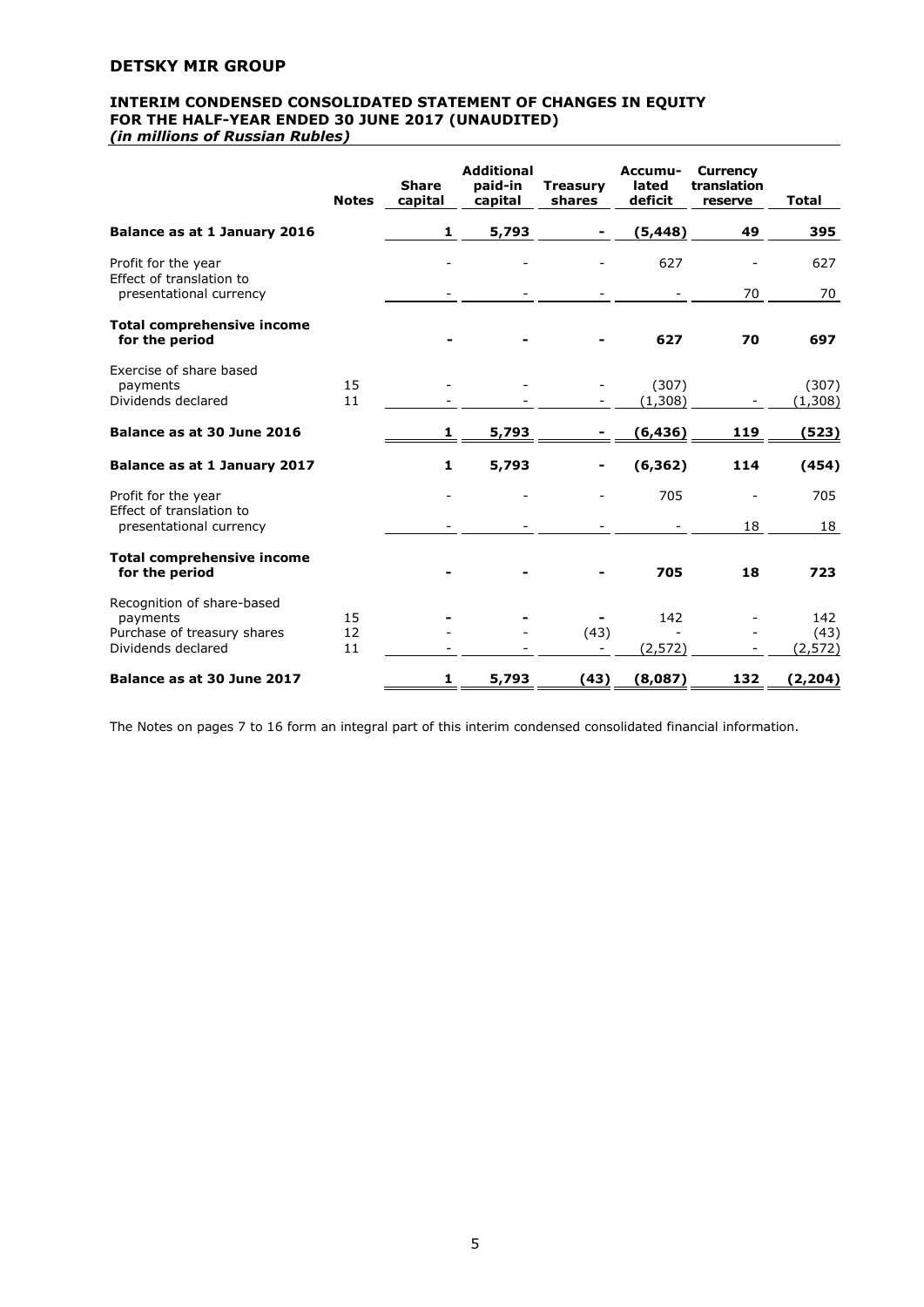**DETSKY MIR GROUP**

**INTERIM CONDENSED CONSOLIDATED STATEMENT OF CHANGES IN EQUITY FOR THE HALF-YEAR ENDED 30 JUNE 2017 (UNAUDITED)**
***(in millions of Russian Rubles)***

| | Notes | Share capital | Additional paid-in capital | Treasury shares | Accumu-lated deficit | Currency translation reserve | Total |
|---|---|---|---|---|---|---|---|
| **Balance as at 1 January 2016** | | **1** | **5,793** | **-** | **(5,448)** | **49** | **395** |
| Profit for the year | | - | - | - | 627 | - | 627 |
| Effect of translation to presentational currency | | - | - | - | - | 70 | 70 |
| **Total comprehensive income for the period** | | **-** | **-** | **-** | **627** | **70** | **697** |
| Exercise of share based payments | 15 | - | - | - | (307) | | (307) |
| Dividends declared | 11 | - | - | - | (1,308) | - | (1,308) |
| **Balance as at 30 June 2016** | | **1** | **5,793** | **-** | **(6,436)** | **119** | **(523)** |
| **Balance as at 1 January 2017** | | **1** | **5,793** | **-** | **(6,362)** | **114** | **(454)** |
| Profit for the year | | - | - | - | 705 | - | 705 |
| Effect of translation to presentational currency | | - | - | - | - | 18 | 18 |
| **Total comprehensive income for the period** | | **-** | **-** | **-** | **705** | **18** | **723** |
| Recognition of share-based payments | 15 | **-** | **-** | **-** | 142 | - | 142 |
| Purchase of treasury shares | 12 | - | - | (43) | - | - | (43) |
| Dividends declared | 11 | - | - | - | (2,572) | - | (2,572) |
| **Balance as at 30 June 2017** | | **1** | **5,793** | **(43)** | **(8,087)** | **132** | **(2,204)** |

The Notes on pages 7 to 16 form an integral part of this interim condensed consolidated financial information.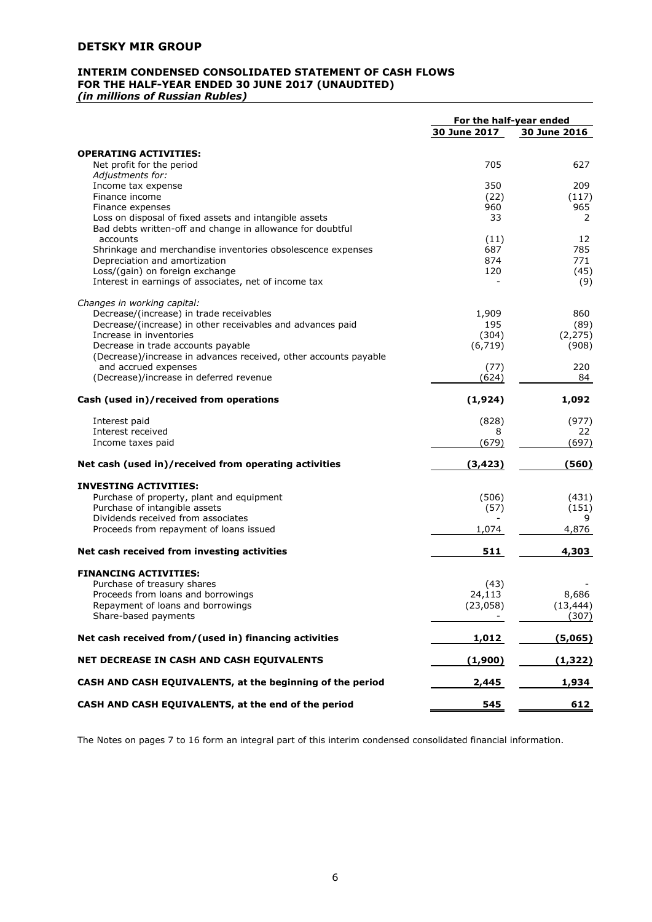# DETSKY MIR GROUP

## INTERIM CONDENSED CONSOLIDATED STATEMENT OF CASH FLOWS FOR THE HALF-YEAR ENDED 30 JUNE 2017 (UNAUDITED)

*(in millions of Russian Rubles)*

| | For the half-year ended | |
|---|---|---|
| | 30 June 2017 | 30 June 2016 |
| **OPERATING ACTIVITIES:** | | |
| Net profit for the period | 705 | 627 |
| *Adjustments for:* | | |
| Income tax expense | 350 | 209 |
| Finance income | (22) | (117) |
| Finance expenses | 960 | 965 |
| Loss on disposal of fixed assets and intangible assets | 33 | 2 |
| Bad debts written-off and change in allowance for doubtful accounts | (11) | 12 |
| Shrinkage and merchandise inventories obsolescence expenses | 687 | 785 |
| Depreciation and amortization | 874 | 771 |
| Loss/(gain) on foreign exchange | 120 | (45) |
| Interest in earnings of associates, net of income tax | - | (9) |
| *Changes in working capital:* | | |
| Decrease/(increase) in trade receivables | 1,909 | 860 |
| Decrease/(increase) in other receivables and advances paid | 195 | (89) |
| Increase in inventories | (304) | (2,275) |
| Decrease in trade accounts payable | (6,719) | (908) |
| (Decrease)/increase in advances received, other accounts payable and accrued expenses | (77) | 220 |
| (Decrease)/increase in deferred revenue | (624) | 84 |
| **Cash (used in)/received from operations** | **(1,924)** | **1,092** |
| Interest paid | (828) | (977) |
| Interest received | 8 | 22 |
| Income taxes paid | (679) | (697) |
| **Net cash (used in)/received from operating activities** | **(3,423)** | **(560)** |
| **INVESTING ACTIVITIES:** | | |
| Purchase of property, plant and equipment | (506) | (431) |
| Purchase of intangible assets | (57) | (151) |
| Dividends received from associates | - | 9 |
| Proceeds from repayment of loans issued | 1,074 | 4,876 |
| **Net cash received from investing activities** | **511** | **4,303** |
| **FINANCING ACTIVITIES:** | | |
| Purchase of treasury shares | (43) | - |
| Proceeds from loans and borrowings | 24,113 | 8,686 |
| Repayment of loans and borrowings | (23,058) | (13,444) |
| Share-based payments | - | (307) |
| **Net cash received from/(used in) financing activities** | **1,012** | **(5,065)** |
| **NET DECREASE IN CASH AND CASH EQUIVALENTS** | **(1,900)** | **(1,322)** |
| **CASH AND CASH EQUIVALENTS, at the beginning of the period** | **2,445** | **1,934** |
| **CASH AND CASH EQUIVALENTS, at the end of the period** | **545** | **612** |

The Notes on pages 7 to 16 form an integral part of this interim condensed consolidated financial information.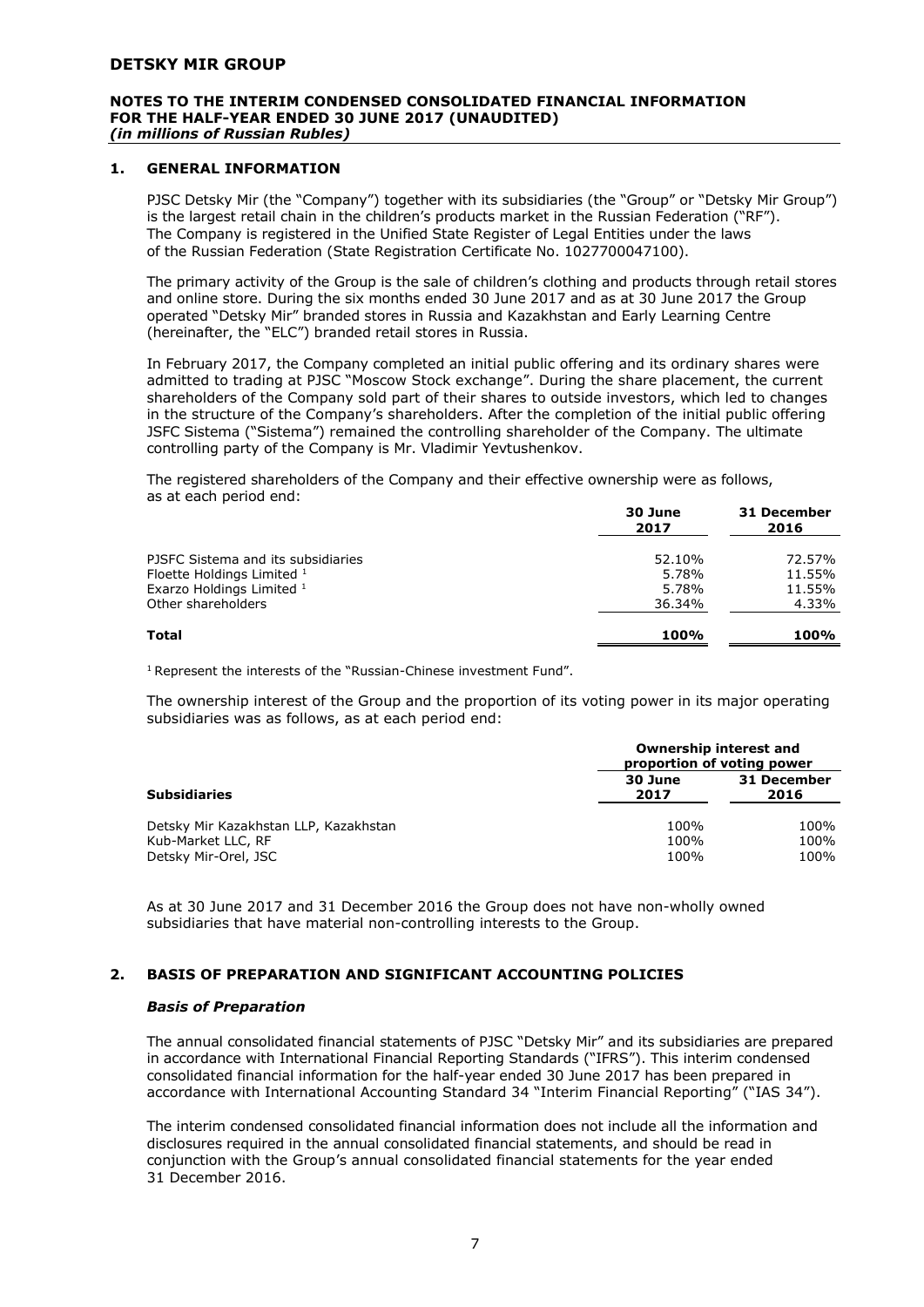## 1. GENERAL INFORMATION

PJSC Detsky Mir (the "Company") together with its subsidiaries (the "Group" or "Detsky Mir Group") is the largest retail chain in the children's products market in the Russian Federation ("RF"). The Company is registered in the Unified State Register of Legal Entities under the laws of the Russian Federation (State Registration Certificate No. 1027700047100).

The primary activity of the Group is the sale of children's clothing and products through retail stores and online store. During the six months ended 30 June 2017 and as at 30 June 2017 the Group operated "Detsky Mir" branded stores in Russia and Kazakhstan and Early Learning Centre (hereinafter, the "ELC") branded retail stores in Russia.

In February 2017, the Company completed an initial public offering and its ordinary shares were admitted to trading at PJSC "Moscow Stock exchange". During the share placement, the current shareholders of the Company sold part of their shares to outside investors, which led to changes in the structure of the Company's shareholders. After the completion of the initial public offering JSFC Sistema ("Sistema") remained the controlling shareholder of the Company. The ultimate controlling party of the Company is Mr. Vladimir Yevtushenkov.

The registered shareholders of the Company and their effective ownership were as follows, as at each period end:

| | 30 June 2017 | 31 December 2016 |
|---|---|---|
| PJSFC Sistema and its subsidiaries | 52.10% | 72.57% |
| Floette Holdings Limited [1] | 5.78% | 11.55% |
| Exarzo Holdings Limited [1] | 5.78% | 11.55% |
| Other shareholders | 36.34% | 4.33% |
| **Total** | **100%** | **100%** |

[1] Represent the interests of the "Russian-Chinese investment Fund".

The ownership interest of the Group and the proportion of its voting power in its major operating subsidiaries was as follows, as at each period end:

| | Ownership interest and proportion of voting power | |
|---|---|---|
| **Subsidiaries** | **30 June 2017** | **31 December 2016** |
| Detsky Mir Kazakhstan LLP, Kazakhstan | 100% | 100% |
| Kub-Market LLC, RF | 100% | 100% |
| Detsky Mir-Orel, JSC | 100% | 100% |

As at 30 June 2017 and 31 December 2016 the Group does not have non-wholly owned subsidiaries that have material non-controlling interests to the Group.

## 2. BASIS OF PREPARATION AND SIGNIFICANT ACCOUNTING POLICIES

### *Basis of Preparation*

The annual consolidated financial statements of PJSC "Detsky Mir" and its subsidiaries are prepared in accordance with International Financial Reporting Standards ("IFRS"). This interim condensed consolidated financial information for the half-year ended 30 June 2017 has been prepared in accordance with International Accounting Standard 34 "Interim Financial Reporting" ("IAS 34").

The interim condensed consolidated financial information does not include all the information and disclosures required in the annual consolidated financial statements, and should be read in conjunction with the Group's annual consolidated financial statements for the year ended 31 December 2016.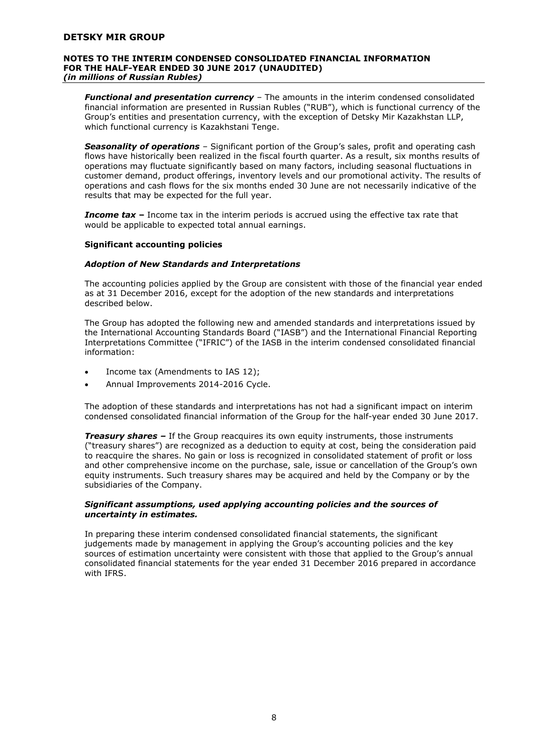***Functional and presentation currency*** – The amounts in the interim condensed consolidated financial information are presented in Russian Rubles ("RUB"), which is functional currency of the Group's entities and presentation currency, with the exception of Detsky Mir Kazakhstan LLP, which functional currency is Kazakhstani Tenge.

***Seasonality of operations*** – Significant portion of the Group's sales, profit and operating cash flows have historically been realized in the fiscal fourth quarter. As a result, six months results of operations may fluctuate significantly based on many factors, including seasonal fluctuations in customer demand, product offerings, inventory levels and our promotional activity. The results of operations and cash flows for the six months ended 30 June are not necessarily indicative of the results that may be expected for the full year.

***Income tax –*** Income tax in the interim periods is accrued using the effective tax rate that would be applicable to expected total annual earnings.

**Significant accounting policies**

***Adoption of New Standards and Interpretations***

The accounting policies applied by the Group are consistent with those of the financial year ended as at 31 December 2016, except for the adoption of the new standards and interpretations described below.

The Group has adopted the following new and amended standards and interpretations issued by the International Accounting Standards Board ("IASB") and the International Financial Reporting Interpretations Committee ("IFRIC") of the IASB in the interim condensed consolidated financial information:

- Income tax (Amendments to IAS 12);
- Annual Improvements 2014-2016 Cycle.

The adoption of these standards and interpretations has not had a significant impact on interim condensed consolidated financial information of the Group for the half-year ended 30 June 2017.

***Treasury shares –*** If the Group reacquires its own equity instruments, those instruments ("treasury shares") are recognized as a deduction to equity at cost, being the consideration paid to reacquire the shares. No gain or loss is recognized in consolidated statement of profit or loss and other comprehensive income on the purchase, sale, issue or cancellation of the Group's own equity instruments. Such treasury shares may be acquired and held by the Company or by the subsidiaries of the Company.

***Significant assumptions, used applying accounting policies and the sources of uncertainty in estimates.***

In preparing these interim condensed consolidated financial statements, the significant judgements made by management in applying the Group's accounting policies and the key sources of estimation uncertainty were consistent with those that applied to the Group's annual consolidated financial statements for the year ended 31 December 2016 prepared in accordance with IFRS.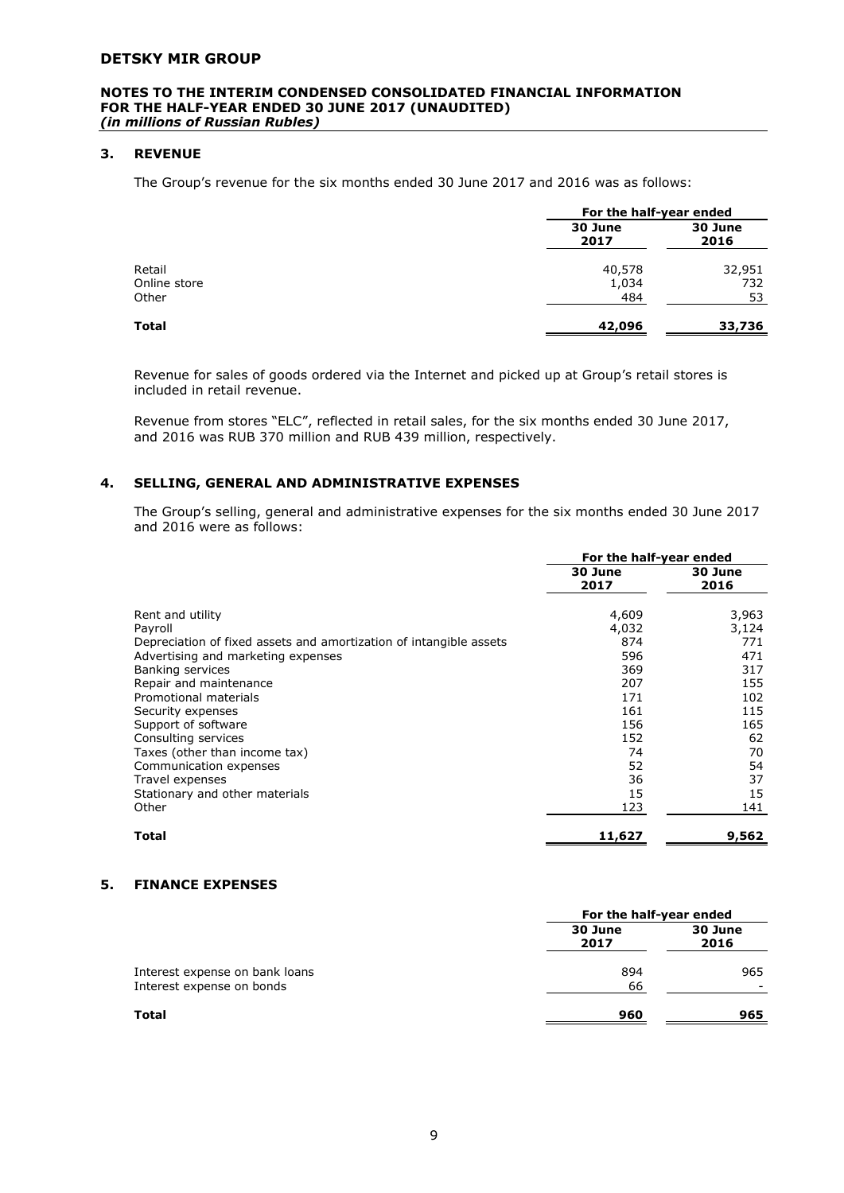## 3. REVENUE

The Group's revenue for the six months ended 30 June 2017 and 2016 was as follows:

| | For the half-year ended | |
|---|---|---|
| | 30 June 2017 | 30 June 2016 |
| Retail | 40,578 | 32,951 |
| Online store | 1,034 | 732 |
| Other | 484 | 53 |
| **Total** | **42,096** | **33,736** |

Revenue for sales of goods ordered via the Internet and picked up at Group's retail stores is included in retail revenue.

Revenue from stores "ELC", reflected in retail sales, for the six months ended 30 June 2017, and 2016 was RUB 370 million and RUB 439 million, respectively.

## 4. SELLING, GENERAL AND ADMINISTRATIVE EXPENSES

The Group's selling, general and administrative expenses for the six months ended 30 June 2017 and 2016 were as follows:

| | For the half-year ended | |
|---|---|---|
| | 30 June 2017 | 30 June 2016 |
| Rent and utility | 4,609 | 3,963 |
| Payroll | 4,032 | 3,124 |
| Depreciation of fixed assets and amortization of intangible assets | 874 | 771 |
| Advertising and marketing expenses | 596 | 471 |
| Banking services | 369 | 317 |
| Repair and maintenance | 207 | 155 |
| Promotional materials | 171 | 102 |
| Security expenses | 161 | 115 |
| Support of software | 156 | 165 |
| Consulting services | 152 | 62 |
| Taxes (other than income tax) | 74 | 70 |
| Communication expenses | 52 | 54 |
| Travel expenses | 36 | 37 |
| Stationary and other materials | 15 | 15 |
| Other | 123 | 141 |
| **Total** | **11,627** | **9,562** |

## 5. FINANCE EXPENSES

| | For the half-year ended | |
|---|---|---|
| | 30 June 2017 | 30 June 2016 |
| Interest expense on bank loans | 894 | 965 |
| Interest expense on bonds | 66 | - |
| **Total** | **960** | **965** |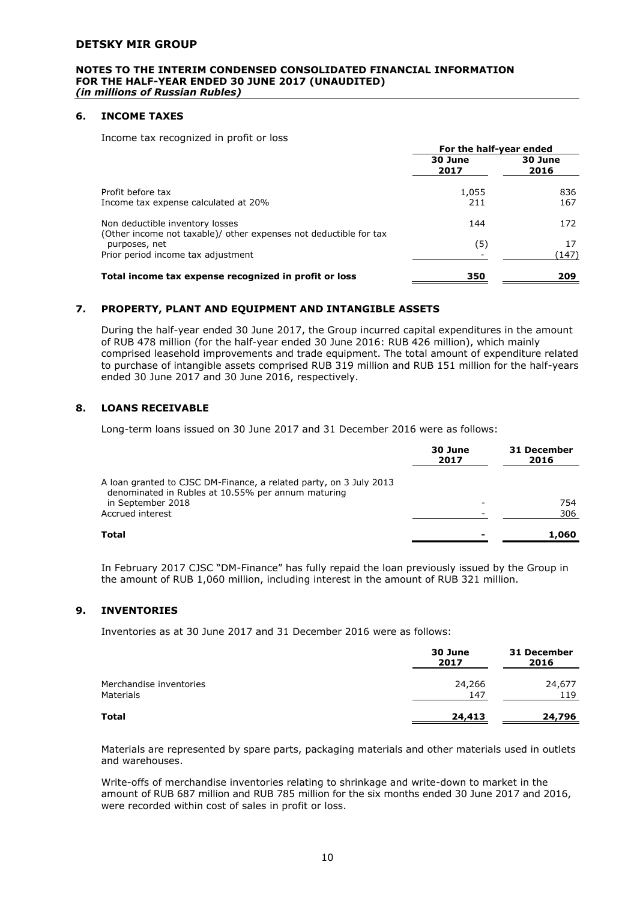## 6. INCOME TAXES

Income tax recognized in profit or loss

| | For the half-year ended | |
|---|---|---|
| | 30 June 2017 | 30 June 2016 |
| Profit before tax | 1,055 | 836 |
| Income tax expense calculated at 20% | 211 | 167 |
| Non deductible inventory losses | 144 | 172 |
| (Other income not taxable)/ other expenses not deductible for tax purposes, net | (5) | 17 |
| Prior period income tax adjustment | - | (147) |
| **Total income tax expense recognized in profit or loss** | **350** | **209** |

## 7. PROPERTY, PLANT AND EQUIPMENT AND INTANGIBLE ASSETS

During the half-year ended 30 June 2017, the Group incurred capital expenditures in the amount of RUB 478 million (for the half-year ended 30 June 2016: RUB 426 million), which mainly comprised leasehold improvements and trade equipment. The total amount of expenditure related to purchase of intangible assets comprised RUB 319 million and RUB 151 million for the half-years ended 30 June 2017 and 30 June 2016, respectively.

## 8. LOANS RECEIVABLE

Long-term loans issued on 30 June 2017 and 31 December 2016 were as follows:

| | 30 June 2017 | 31 December 2016 |
|---|---|---|
| A loan granted to CJSC DM-Finance, a related party, on 3 July 2013 denominated in Rubles at 10.55% per annum maturing in September 2018 | - | 754 |
| Accrued interest | - | 306 |
| **Total** | **-** | **1,060** |

In February 2017 CJSC "DM-Finance" has fully repaid the loan previously issued by the Group in the amount of RUB 1,060 million, including interest in the amount of RUB 321 million.

## 9. INVENTORIES

Inventories as at 30 June 2017 and 31 December 2016 were as follows:

| | 30 June 2017 | 31 December 2016 |
|---|---|---|
| Merchandise inventories | 24,266 | 24,677 |
| Materials | 147 | 119 |
| **Total** | **24,413** | **24,796** |

Materials are represented by spare parts, packaging materials and other materials used in outlets and warehouses.

Write-offs of merchandise inventories relating to shrinkage and write-down to market in the amount of RUB 687 million and RUB 785 million for the six months ended 30 June 2017 and 2016, were recorded within cost of sales in profit or loss.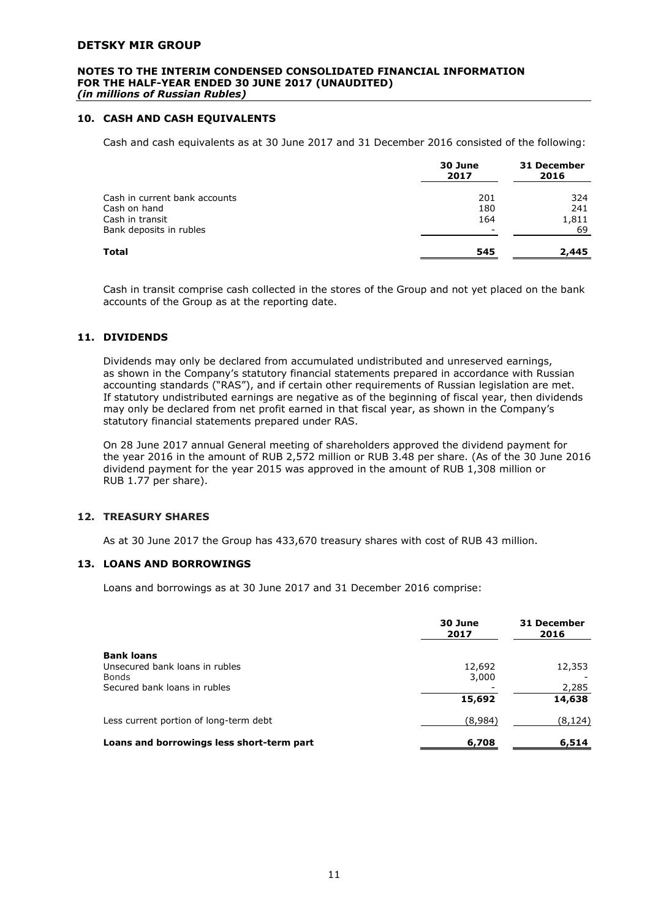## 10. CASH AND CASH EQUIVALENTS

Cash and cash equivalents as at 30 June 2017 and 31 December 2016 consisted of the following:

| | 30 June 2017 | 31 December 2016 |
|---|---|---|
| Cash in current bank accounts | 201 | 324 |
| Cash on hand | 180 | 241 |
| Cash in transit | 164 | 1,811 |
| Bank deposits in rubles | - | 69 |
| **Total** | **545** | **2,445** |

Cash in transit comprise cash collected in the stores of the Group and not yet placed on the bank accounts of the Group as at the reporting date.

## 11. DIVIDENDS

Dividends may only be declared from accumulated undistributed and unreserved earnings, as shown in the Company's statutory financial statements prepared in accordance with Russian accounting standards ("RAS"), and if certain other requirements of Russian legislation are met. If statutory undistributed earnings are negative as of the beginning of fiscal year, then dividends may only be declared from net profit earned in that fiscal year, as shown in the Company's statutory financial statements prepared under RAS.

On 28 June 2017 annual General meeting of shareholders approved the dividend payment for the year 2016 in the amount of RUB 2,572 million or RUB 3.48 per share. (As of the 30 June 2016 dividend payment for the year 2015 was approved in the amount of RUB 1,308 million or RUB 1.77 per share).

## 12. TREASURY SHARES

As at 30 June 2017 the Group has 433,670 treasury shares with cost of RUB 43 million.

## 13. LOANS AND BORROWINGS

Loans and borrowings as at 30 June 2017 and 31 December 2016 comprise:

| | 30 June 2017 | 31 December 2016 |
|---|---|---|
| **Bank loans** | | |
| Unsecured bank loans in rubles | 12,692 | 12,353 |
| Bonds | 3,000 | - |
| Secured bank loans in rubles | - | 2,285 |
| | **15,692** | **14,638** |
| Less current portion of long-term debt | (8,984) | (8,124) |
| **Loans and borrowings less short-term part** | **6,708** | **6,514** |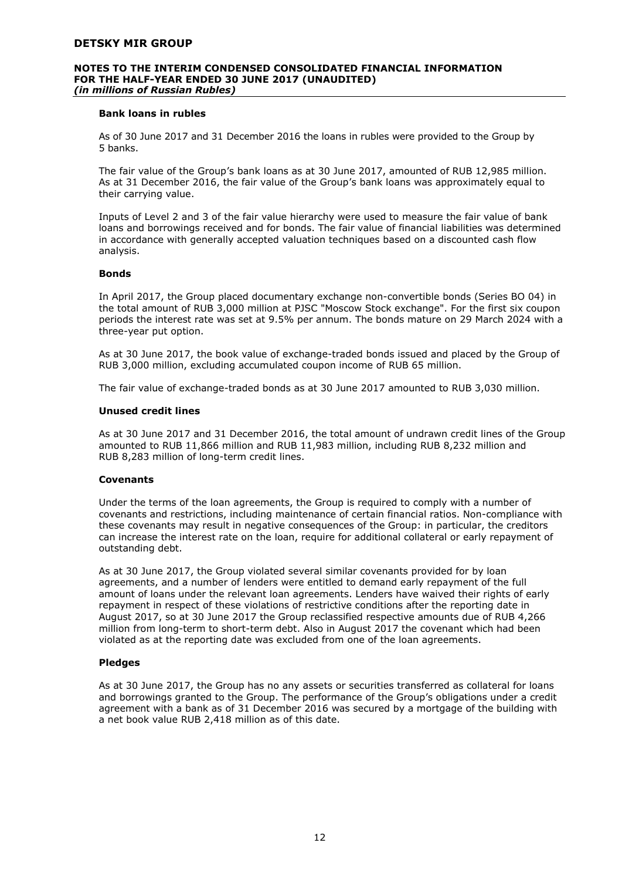**Bank loans in rubles**

As of 30 June 2017 and 31 December 2016 the loans in rubles were provided to the Group by 5 banks.

The fair value of the Group's bank loans as at 30 June 2017, amounted of RUB 12,985 million. As at 31 December 2016, the fair value of the Group's bank loans was approximately equal to their carrying value.

Inputs of Level 2 and 3 of the fair value hierarchy were used to measure the fair value of bank loans and borrowings received and for bonds. The fair value of financial liabilities was determined in accordance with generally accepted valuation techniques based on a discounted cash flow analysis.

**Bonds**

In April 2017, the Group placed documentary exchange non-convertible bonds (Series BO 04) in the total amount of RUB 3,000 million at PJSC "Moscow Stock exchange". For the first six coupon periods the interest rate was set at 9.5% per annum. The bonds mature on 29 March 2024 with a three-year put option.

As at 30 June 2017, the book value of exchange-traded bonds issued and placed by the Group of RUB 3,000 million, excluding accumulated coupon income of RUB 65 million.

The fair value of exchange-traded bonds as at 30 June 2017 amounted to RUB 3,030 million.

**Unused credit lines**

As at 30 June 2017 and 31 December 2016, the total amount of undrawn credit lines of the Group amounted to RUB 11,866 million and RUB 11,983 million, including RUB 8,232 million and RUB 8,283 million of long-term credit lines.

**Covenants**

Under the terms of the loan agreements, the Group is required to comply with a number of covenants and restrictions, including maintenance of certain financial ratios. Non-compliance with these covenants may result in negative consequences of the Group: in particular, the creditors can increase the interest rate on the loan, require for additional collateral or early repayment of outstanding debt.

As at 30 June 2017, the Group violated several similar covenants provided for by loan agreements, and a number of lenders were entitled to demand early repayment of the full amount of loans under the relevant loan agreements. Lenders have waived their rights of early repayment in respect of these violations of restrictive conditions after the reporting date in August 2017, so at 30 June 2017 the Group reclassified respective amounts due of RUB 4,266 million from long-term to short-term debt. Also in August 2017 the covenant which had been violated as at the reporting date was excluded from one of the loan agreements.

**Pledges**

As at 30 June 2017, the Group has no any assets or securities transferred as collateral for loans and borrowings granted to the Group. The performance of the Group's obligations under a credit agreement with a bank as of 31 December 2016 was secured by a mortgage of the building with a net book value RUB 2,418 million as of this date.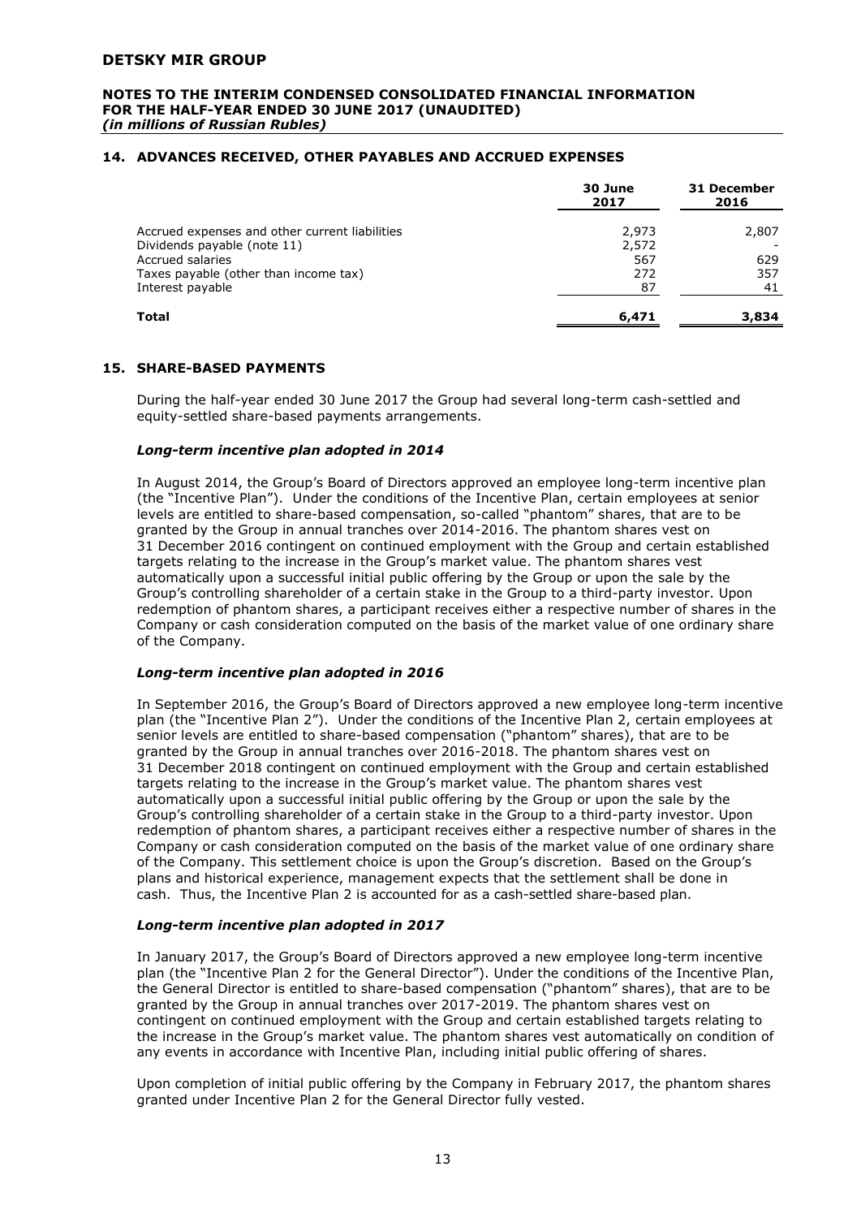## 14. ADVANCES RECEIVED, OTHER PAYABLES AND ACCRUED EXPENSES

| | 30 June 2017 | 31 December 2016 |
|---|---|---|
| Accrued expenses and other current liabilities | 2,973 | 2,807 |
| Dividends payable (note 11) | 2,572 | - |
| Accrued salaries | 567 | 629 |
| Taxes payable (other than income tax) | 272 | 357 |
| Interest payable | 87 | 41 |
| **Total** | **6,471** | **3,834** |

## 15. SHARE-BASED PAYMENTS

During the half-year ended 30 June 2017 the Group had several long-term cash-settled and equity-settled share-based payments arrangements.

### *Long-term incentive plan adopted in 2014*

In August 2014, the Group's Board of Directors approved an employee long-term incentive plan (the "Incentive Plan"). Under the conditions of the Incentive Plan, certain employees at senior levels are entitled to share-based compensation, so-called "phantom" shares, that are to be granted by the Group in annual tranches over 2014-2016. The phantom shares vest on 31 December 2016 contingent on continued employment with the Group and certain established targets relating to the increase in the Group's market value. The phantom shares vest automatically upon a successful initial public offering by the Group or upon the sale by the Group's controlling shareholder of a certain stake in the Group to a third-party investor. Upon redemption of phantom shares, a participant receives either a respective number of shares in the Company or cash consideration computed on the basis of the market value of one ordinary share of the Company.

### *Long-term incentive plan adopted in 2016*

In September 2016, the Group's Board of Directors approved a new employee long-term incentive plan (the "Incentive Plan 2"). Under the conditions of the Incentive Plan 2, certain employees at senior levels are entitled to share-based compensation ("phantom" shares), that are to be granted by the Group in annual tranches over 2016-2018. The phantom shares vest on 31 December 2018 contingent on continued employment with the Group and certain established targets relating to the increase in the Group's market value. The phantom shares vest automatically upon a successful initial public offering by the Group or upon the sale by the Group's controlling shareholder of a certain stake in the Group to a third-party investor. Upon redemption of phantom shares, a participant receives either a respective number of shares in the Company or cash consideration computed on the basis of the market value of one ordinary share of the Company. This settlement choice is upon the Group's discretion. Based on the Group's plans and historical experience, management expects that the settlement shall be done in cash. Thus, the Incentive Plan 2 is accounted for as a cash-settled share-based plan.

### *Long-term incentive plan adopted in 2017*

In January 2017, the Group's Board of Directors approved a new employee long-term incentive plan (the "Incentive Plan 2 for the General Director"). Under the conditions of the Incentive Plan, the General Director is entitled to share-based compensation ("phantom" shares), that are to be granted by the Group in annual tranches over 2017-2019. The phantom shares vest on contingent on continued employment with the Group and certain established targets relating to the increase in the Group's market value. The phantom shares vest automatically on condition of any events in accordance with Incentive Plan, including initial public offering of shares.

Upon completion of initial public offering by the Company in February 2017, the phantom shares granted under Incentive Plan 2 for the General Director fully vested.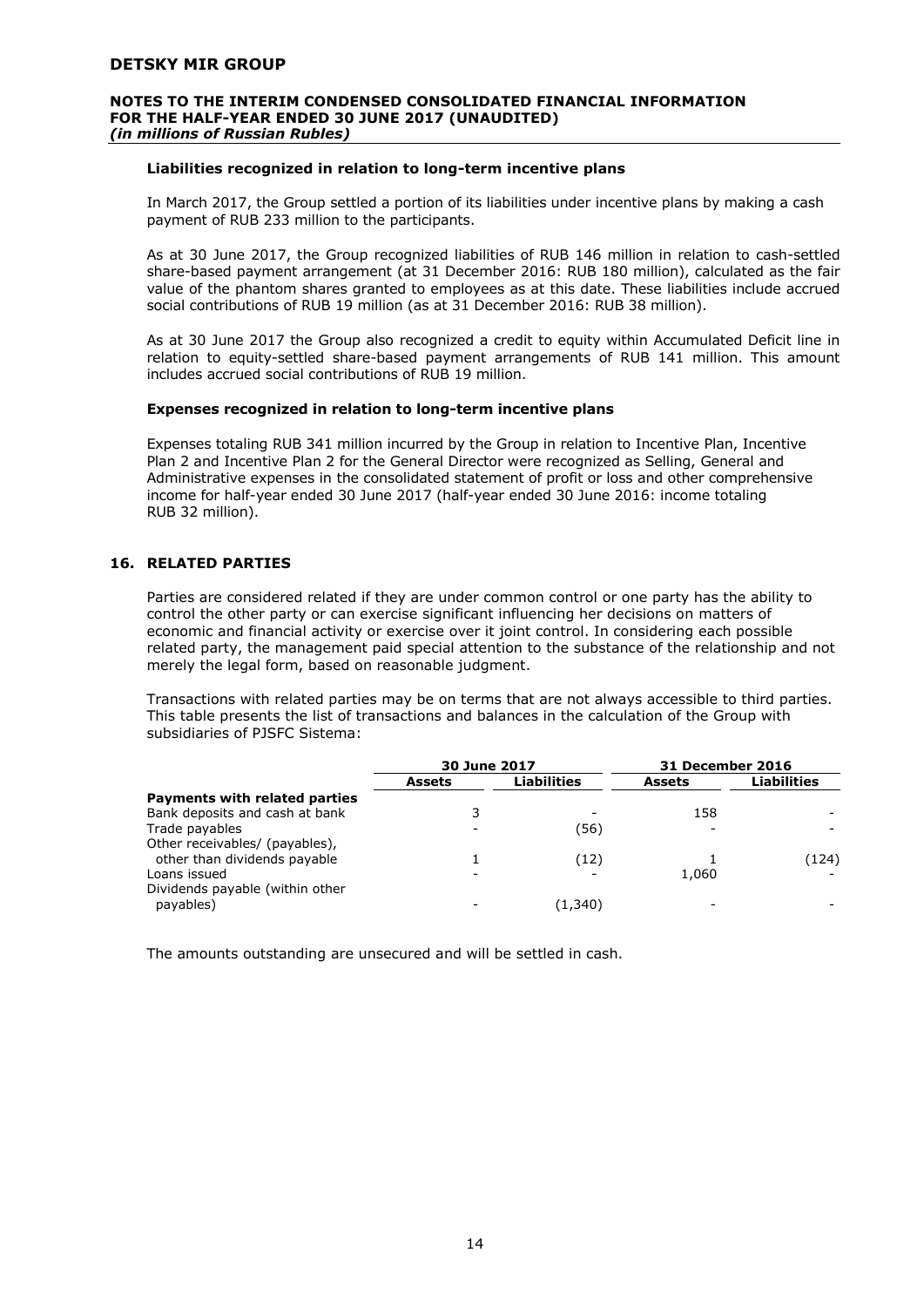### Liabilities recognized in relation to long-term incentive plans

In March 2017, the Group settled a portion of its liabilities under incentive plans by making a cash payment of RUB 233 million to the participants.

As at 30 June 2017, the Group recognized liabilities of RUB 146 million in relation to cash-settled share-based payment arrangement (at 31 December 2016: RUB 180 million), calculated as the fair value of the phantom shares granted to employees as at this date. These liabilities include accrued social contributions of RUB 19 million (as at 31 December 2016: RUB 38 million).

As at 30 June 2017 the Group also recognized a credit to equity within Accumulated Deficit line in relation to equity-settled share-based payment arrangements of RUB 141 million. This amount includes accrued social contributions of RUB 19 million.

### Expenses recognized in relation to long-term incentive plans

Expenses totaling RUB 341 million incurred by the Group in relation to Incentive Plan, Incentive Plan 2 and Incentive Plan 2 for the General Director were recognized as Selling, General and Administrative expenses in the consolidated statement of profit or loss and other comprehensive income for half-year ended 30 June 2017 (half-year ended 30 June 2016: income totaling RUB 32 million).

## 16. RELATED PARTIES

Parties are considered related if they are under common control or one party has the ability to control the other party or can exercise significant influencing her decisions on matters of economic and financial activity or exercise over it joint control. In considering each possible related party, the management paid special attention to the substance of the relationship and not merely the legal form, based on reasonable judgment.

Transactions with related parties may be on terms that are not always accessible to third parties. This table presents the list of transactions and balances in the calculation of the Group with subsidiaries of PJSFC Sistema:

| | 30 June 2017 | | 31 December 2016 | |
|---|---|---|---|---|
| | **Assets** | **Liabilities** | **Assets** | **Liabilities** |
| **Payments with related parties** | | | | |
| Bank deposits and cash at bank | 3 | - | 158 | - |
| Trade payables | - | (56) | - | - |
| Other receivables/ (payables), other than dividends payable | 1 | (12) | 1 | (124) |
| Loans issued | - | - | 1,060 | - |
| Dividends payable (within other payables) | - | (1,340) | - | - |

The amounts outstanding are unsecured and will be settled in cash.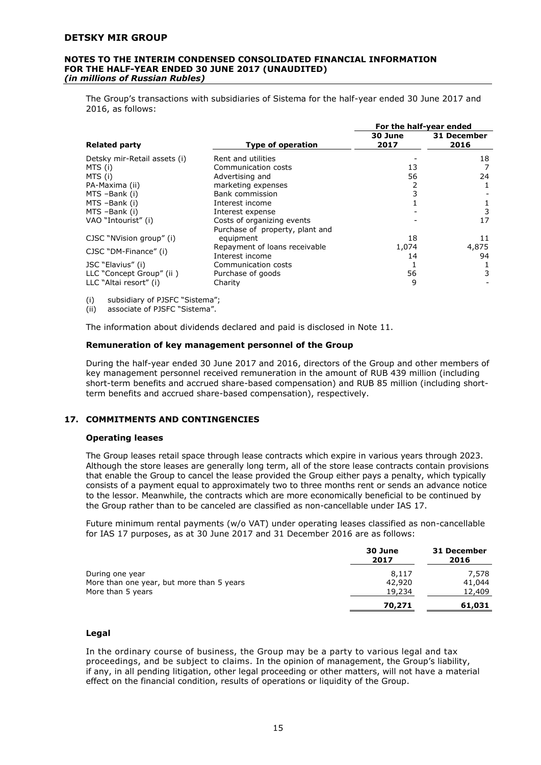The Group's transactions with subsidiaries of Sistema for the half-year ended 30 June 2017 and 2016, as follows:

| Related party | Type of operation | For the half-year ended 30 June 2017 | 31 December 2016 |
|---|---|---|---|
| Detsky mir-Retail assets (i) | Rent and utilities | - | 18 |
| MTS (i) | Communication costs | 13 | 7 |
| MTS (i) | Advertising and | 56 | 24 |
| PA-Maxima (ii) | marketing expenses | 2 | 1 |
| MTS –Bank (i) | Bank commission | 3 | - |
| MTS –Bank (i) | Interest income | 1 | 1 |
| MTS –Bank (i) | Interest expense | - | 3 |
| VAO "Intourist" (i) | Costs of organizing events | - | 17 |
| CJSC "NVision group" (i) | Purchase of property, plant and equipment | 18 | 11 |
| CJSC "DM-Finance" (i) | Repayment of loans receivable | 1,074 | 4,875 |
| | Interest income | 14 | 94 |
| JSC "Elavius" (i) | Communication costs | 1 | 1 |
| LLC "Concept Group" (ii ) | Purchase of goods | 56 | 3 |
| LLC "Altai resort" (i) | Charity | 9 | - |

(i) subsidiary of PJSFC "Sistema";
(ii) associate of PJSFC "Sistema".

The information about dividends declared and paid is disclosed in Note 11.

**Remuneration of key management personnel of the Group**

During the half-year ended 30 June 2017 and 2016, directors of the Group and other members of key management personnel received remuneration in the amount of RUB 439 million (including short-term benefits and accrued share-based compensation) and RUB 85 million (including short-term benefits and accrued share-based compensation), respectively.

## 17. COMMITMENTS AND CONTINGENCIES

**Operating leases**

The Group leases retail space through lease contracts which expire in various years through 2023. Although the store leases are generally long term, all of the store lease contracts contain provisions that enable the Group to cancel the lease provided the Group either pays a penalty, which typically consists of a payment equal to approximately two to three months rent or sends an advance notice to the lessor. Meanwhile, the contracts which are more economically beneficial to be continued by the Group rather than to be canceled are classified as non-cancellable under IAS 17.

Future minimum rental payments (w/o VAT) under operating leases classified as non-cancellable for IAS 17 purposes, as at 30 June 2017 and 31 December 2016 are as follows:

| | 30 June 2017 | 31 December 2016 |
|---|---|---|
| During one year | 8,117 | 7,578 |
| More than one year, but more than 5 years | 42,920 | 41,044 |
| More than 5 years | 19,234 | 12,409 |
| | **70,271** | **61,031** |

**Legal**

In the ordinary course of business, the Group may be a party to various legal and tax proceedings, and be subject to claims. In the opinion of management, the Group's liability, if any, in all pending litigation, other legal proceeding or other matters, will not have a material effect on the financial condition, results of operations or liquidity of the Group.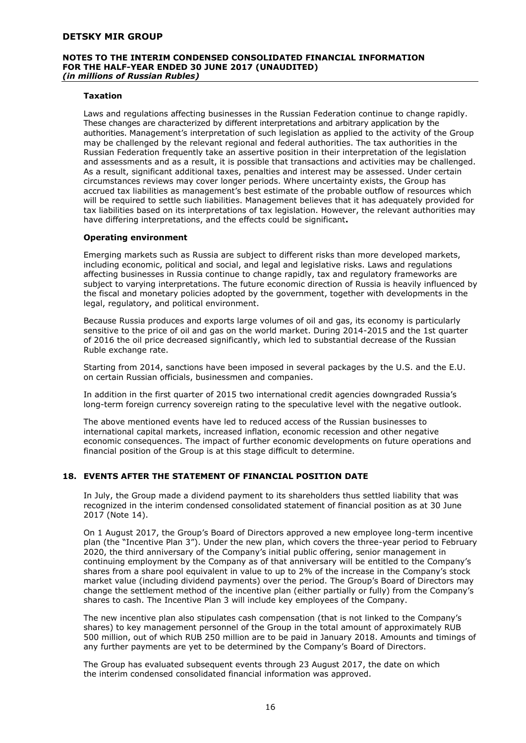### Taxation

Laws and regulations affecting businesses in the Russian Federation continue to change rapidly. These changes are characterized by different interpretations and arbitrary application by the authorities. Management's interpretation of such legislation as applied to the activity of the Group may be challenged by the relevant regional and federal authorities. The tax authorities in the Russian Federation frequently take an assertive position in their interpretation of the legislation and assessments and as a result, it is possible that transactions and activities may be challenged. As a result, significant additional taxes, penalties and interest may be assessed. Under certain circumstances reviews may cover longer periods. Where uncertainty exists, the Group has accrued tax liabilities as management's best estimate of the probable outflow of resources which will be required to settle such liabilities. Management believes that it has adequately provided for tax liabilities based on its interpretations of tax legislation. However, the relevant authorities may have differing interpretations, and the effects could be significant**.**

### Operating environment

Emerging markets such as Russia are subject to different risks than more developed markets, including economic, political and social, and legal and legislative risks. Laws and regulations affecting businesses in Russia continue to change rapidly, tax and regulatory frameworks are subject to varying interpretations. The future economic direction of Russia is heavily influenced by the fiscal and monetary policies adopted by the government, together with developments in the legal, regulatory, and political environment.

Because Russia produces and exports large volumes of oil and gas, its economy is particularly sensitive to the price of oil and gas on the world market. During 2014-2015 and the 1st quarter of 2016 the oil price decreased significantly, which led to substantial decrease of the Russian Ruble exchange rate.

Starting from 2014, sanctions have been imposed in several packages by the U.S. and the E.U. on certain Russian officials, businessmen and companies.

In addition in the first quarter of 2015 two international credit agencies downgraded Russia's long-term foreign currency sovereign rating to the speculative level with the negative outlook.

The above mentioned events have led to reduced access of the Russian businesses to international capital markets, increased inflation, economic recession and other negative economic consequences. The impact of further economic developments on future operations and financial position of the Group is at this stage difficult to determine.

## 18. EVENTS AFTER THE STATEMENT OF FINANCIAL POSITION DATE

In July, the Group made a dividend payment to its shareholders thus settled liability that was recognized in the interim condensed consolidated statement of financial position as at 30 June 2017 (Note 14).

On 1 August 2017, the Group's Board of Directors approved a new employee long-term incentive plan (the "Incentive Plan 3"). Under the new plan, which covers the three-year period to February 2020, the third anniversary of the Company's initial public offering, senior management in continuing employment by the Company as of that anniversary will be entitled to the Company's shares from a share pool equivalent in value to up to 2% of the increase in the Company's stock market value (including dividend payments) over the period. The Group's Board of Directors may change the settlement method of the incentive plan (either partially or fully) from the Company's shares to cash. The Incentive Plan 3 will include key employees of the Company.

The new incentive plan also stipulates cash compensation (that is not linked to the Company's shares) to key management personnel of the Group in the total amount of approximately RUB 500 million, out of which RUB 250 million are to be paid in January 2018. Amounts and timings of any further payments are yet to be determined by the Company's Board of Directors.

The Group has evaluated subsequent events through 23 August 2017, the date on which the interim condensed consolidated financial information was approved.